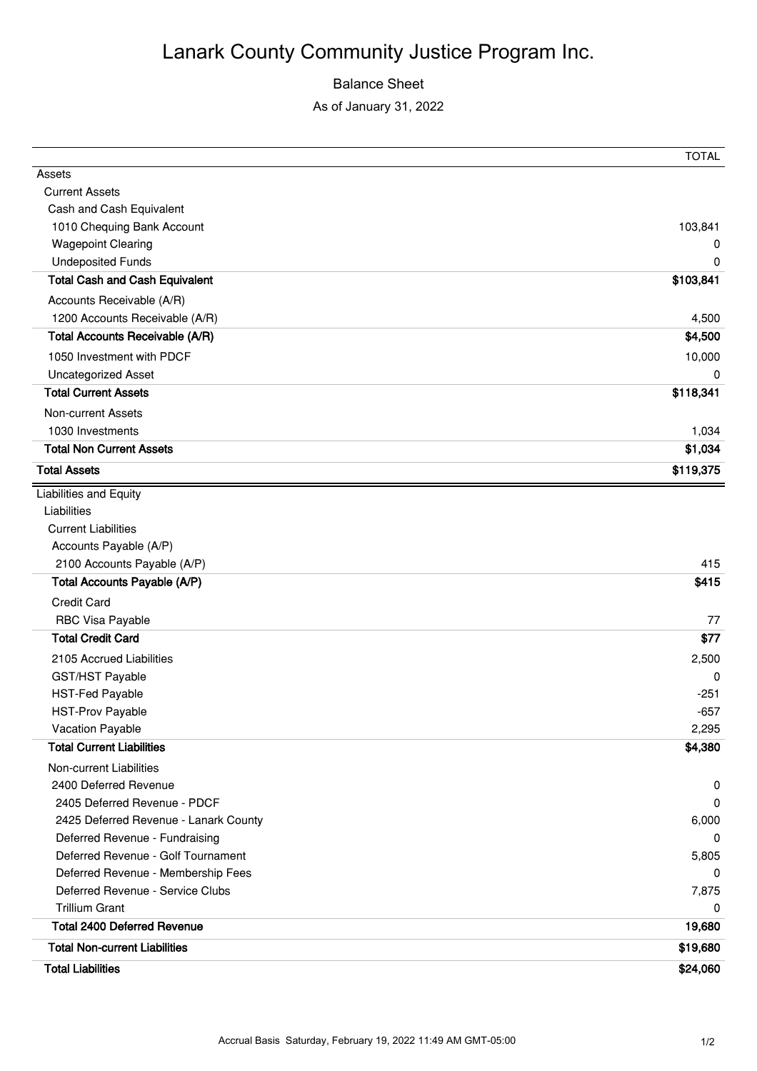# Lanark County Community Justice Program Inc.

## Balance Sheet

As of January 31, 2022

| | TOTAL |
|---|---|
| Assets | |
| Current Assets | |
| Cash and Cash Equivalent | |
| 1010 Chequing Bank Account | 103,841 |
| Wagepoint Clearing | 0 |
| Undeposited Funds | 0 |
| **Total Cash and Cash Equivalent** | **$103,841** |
| Accounts Receivable (A/R) | |
| 1200 Accounts Receivable (A/R) | 4,500 |
| **Total Accounts Receivable (A/R)** | **$4,500** |
| 1050 Investment with PDCF | 10,000 |
| Uncategorized Asset | 0 |
| **Total Current Assets** | **$118,341** |
| Non-current Assets | |
| 1030 Investments | 1,034 |
| **Total Non Current Assets** | **$1,034** |
| **Total Assets** | **$119,375** |
| Liabilities and Equity | |
| Liabilities | |
| Current Liabilities | |
| Accounts Payable (A/P) | |
| 2100 Accounts Payable (A/P) | 415 |
| **Total Accounts Payable (A/P)** | **$415** |
| Credit Card | |
| RBC Visa Payable | 77 |
| **Total Credit Card** | **$77** |
| 2105 Accrued Liabilities | 2,500 |
| GST/HST Payable | 0 |
| HST-Fed Payable | -251 |
| HST-Prov Payable | -657 |
| Vacation Payable | 2,295 |
| **Total Current Liabilities** | **$4,380** |
| Non-current Liabilities | |
| 2400 Deferred Revenue | 0 |
| 2405 Deferred Revenue - PDCF | 0 |
| 2425 Deferred Revenue - Lanark County | 6,000 |
| Deferred Revenue - Fundraising | 0 |
| Deferred Revenue - Golf Tournament | 5,805 |
| Deferred Revenue - Membership Fees | 0 |
| Deferred Revenue - Service Clubs | 7,875 |
| Trillium Grant | 0 |
| **Total 2400 Deferred Revenue** | **19,680** |
| **Total Non-current Liabilities** | **$19,680** |
| **Total Liabilities** | **$24,060** |

Accrual Basis Saturday, February 19, 2022 11:49 AM GMT-05:00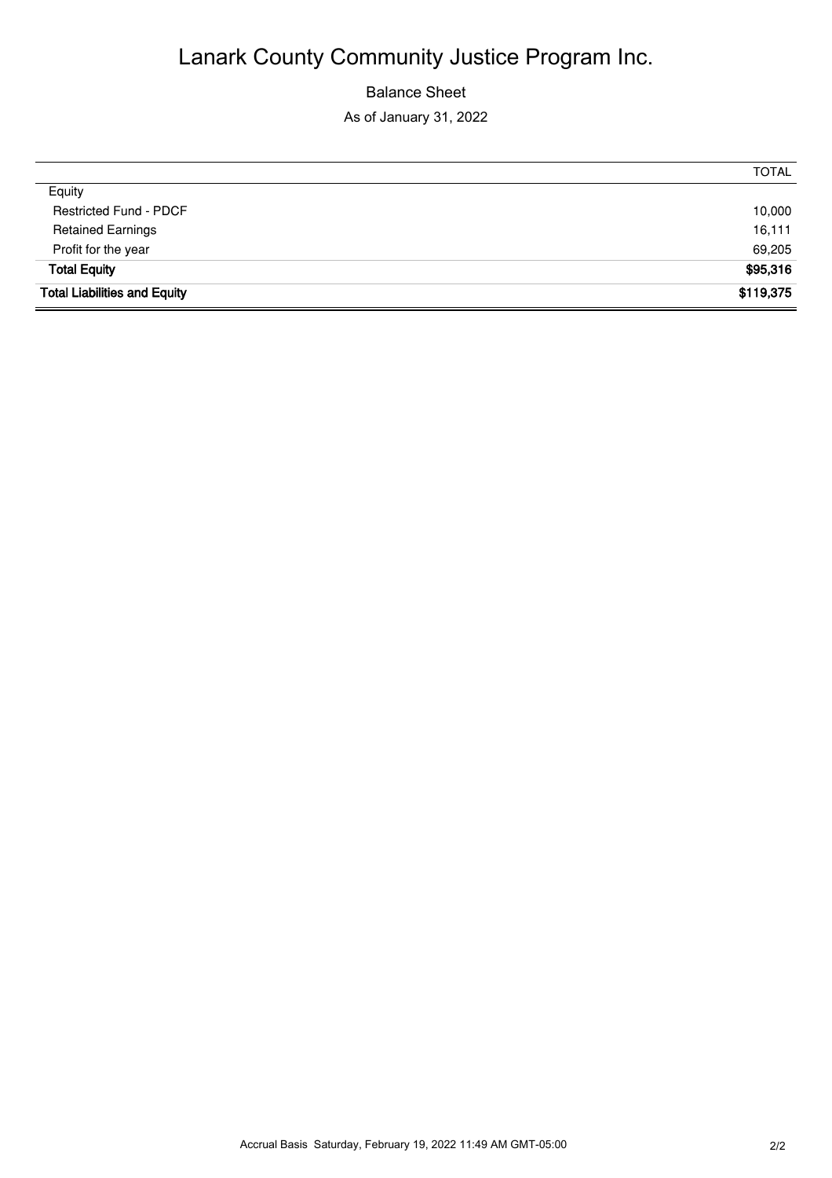# Lanark County Community Justice Program Inc.

Balance Sheet

As of January 31, 2022

| | TOTAL |
|---|---|
| Equity | |
| Restricted Fund - PDCF | 10,000 |
| Retained Earnings | 16,111 |
| Profit for the year | 69,205 |
| **Total Equity** | **$95,316** |
| **Total Liabilities and Equity** | **$119,375** |

Accrual Basis Saturday, February 19, 2022 11:49 AM GMT-05:00